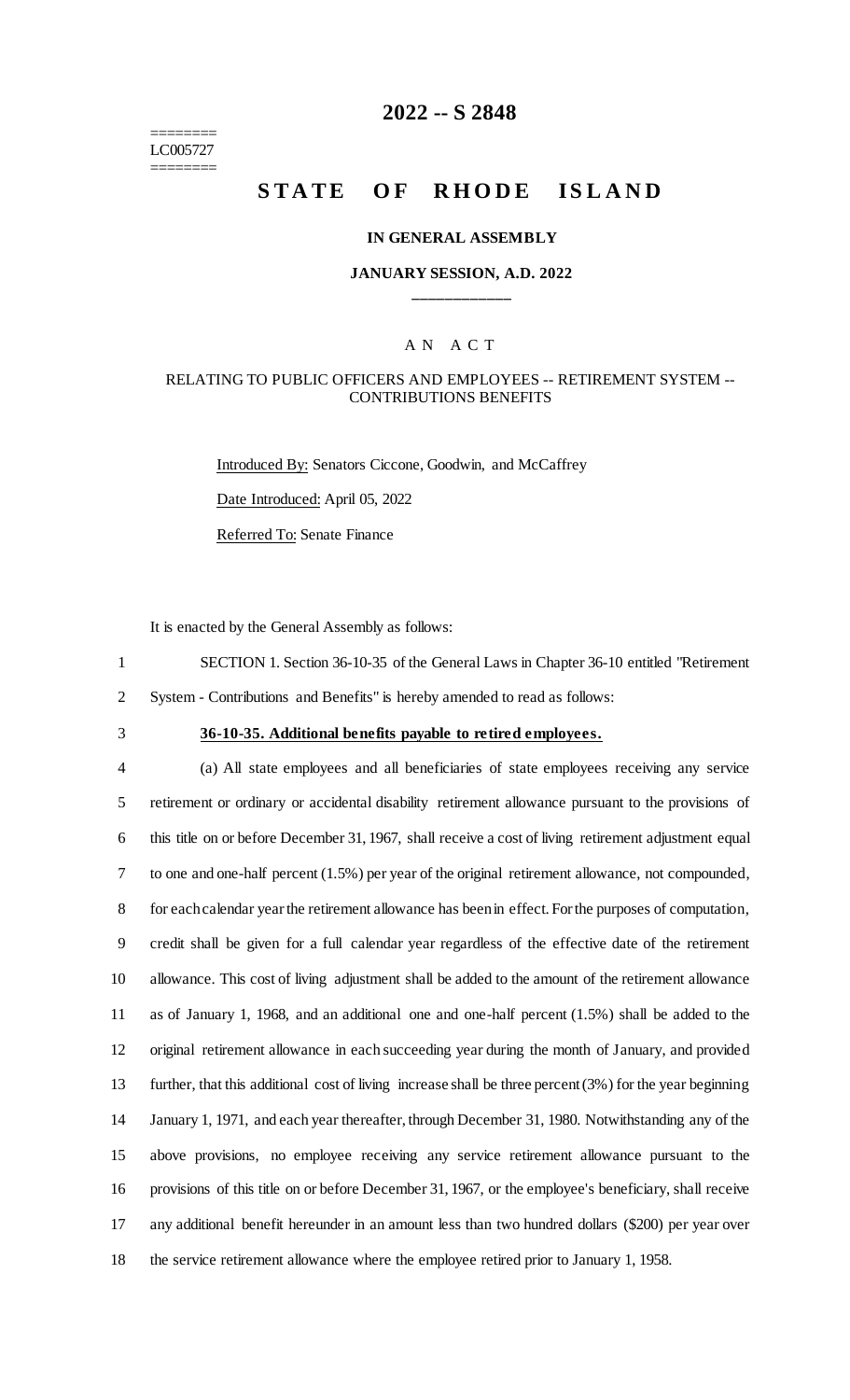========
LC005727
========

# 2022 -- S 2848

# STATE OF RHODE ISLAND

## IN GENERAL ASSEMBLY

## JANUARY SESSION, A.D. 2022

____________

A N A C T

RELATING TO PUBLIC OFFICERS AND EMPLOYEES -- RETIREMENT SYSTEM -- CONTRIBUTIONS BENEFITS

Introduced By: Senators Ciccone, Goodwin, and McCaffrey

Date Introduced: April 05, 2022

Referred To: Senate Finance

It is enacted by the General Assembly as follows:

SECTION 1. Section 36-10-35 of the General Laws in Chapter 36-10 entitled "Retirement System - Contributions and Benefits" is hereby amended to read as follows:

**36-10-35. Additional benefits payable to retired employees.**

(a) All state employees and all beneficiaries of state employees receiving any service retirement or ordinary or accidental disability retirement allowance pursuant to the provisions of this title on or before December 31, 1967, shall receive a cost of living retirement adjustment equal to one and one-half percent (1.5%) per year of the original retirement allowance, not compounded, for each calendar year the retirement allowance has been in effect. For the purposes of computation, credit shall be given for a full calendar year regardless of the effective date of the retirement allowance. This cost of living adjustment shall be added to the amount of the retirement allowance as of January 1, 1968, and an additional one and one-half percent (1.5%) shall be added to the original retirement allowance in each succeeding year during the month of January, and provided further, that this additional cost of living increase shall be three percent (3%) for the year beginning January 1, 1971, and each year thereafter, through December 31, 1980. Notwithstanding any of the above provisions, no employee receiving any service retirement allowance pursuant to the provisions of this title on or before December 31, 1967, or the employee's beneficiary, shall receive any additional benefit hereunder in an amount less than two hundred dollars ($200) per year over the service retirement allowance where the employee retired prior to January 1, 1958.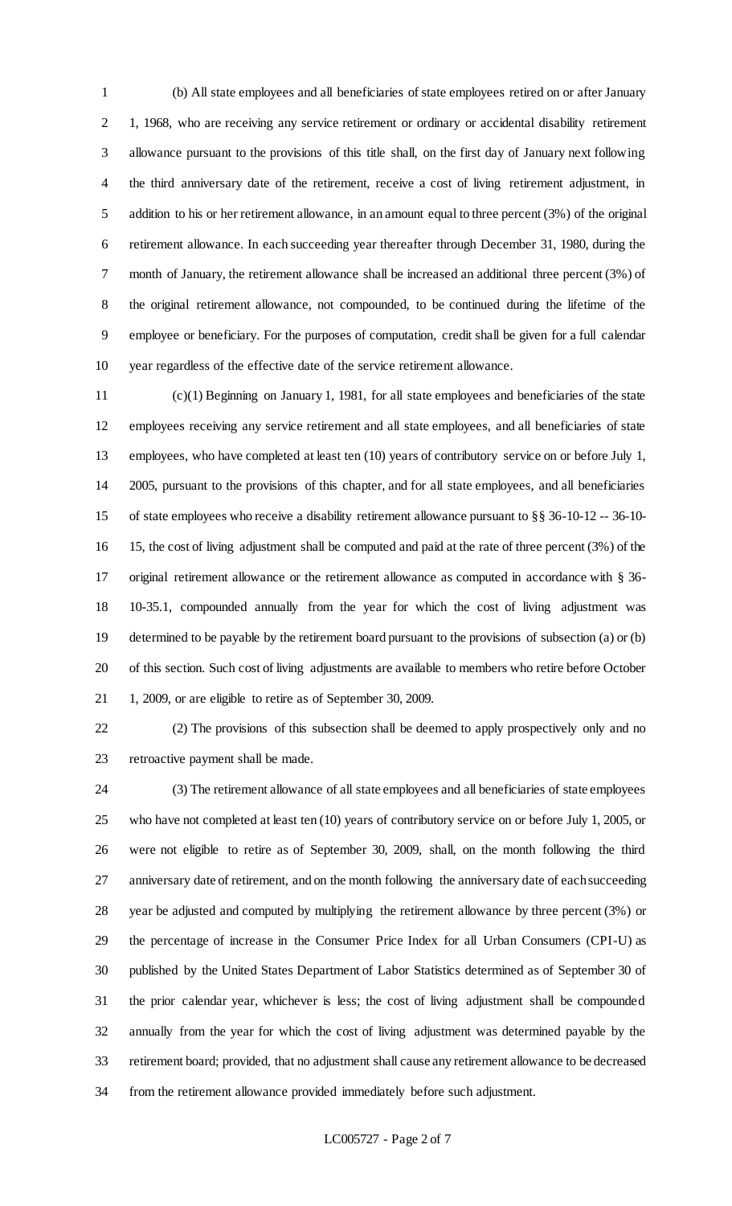(b) All state employees and all beneficiaries of state employees retired on or after January 1, 1968, who are receiving any service retirement or ordinary or accidental disability retirement allowance pursuant to the provisions of this title shall, on the first day of January next following the third anniversary date of the retirement, receive a cost of living retirement adjustment, in addition to his or her retirement allowance, in an amount equal to three percent (3%) of the original retirement allowance. In each succeeding year thereafter through December 31, 1980, during the month of January, the retirement allowance shall be increased an additional three percent (3%) of the original retirement allowance, not compounded, to be continued during the lifetime of the employee or beneficiary. For the purposes of computation, credit shall be given for a full calendar year regardless of the effective date of the service retirement allowance.

(c)(1) Beginning on January 1, 1981, for all state employees and beneficiaries of the state employees receiving any service retirement and all state employees, and all beneficiaries of state employees, who have completed at least ten (10) years of contributory service on or before July 1, 2005, pursuant to the provisions of this chapter, and for all state employees, and all beneficiaries of state employees who receive a disability retirement allowance pursuant to §§ 36-10-12 -- 36-10-15, the cost of living adjustment shall be computed and paid at the rate of three percent (3%) of the original retirement allowance or the retirement allowance as computed in accordance with § 36-10-35.1, compounded annually from the year for which the cost of living adjustment was determined to be payable by the retirement board pursuant to the provisions of subsection (a) or (b) of this section. Such cost of living adjustments are available to members who retire before October 1, 2009, or are eligible to retire as of September 30, 2009.

(2) The provisions of this subsection shall be deemed to apply prospectively only and no retroactive payment shall be made.

(3) The retirement allowance of all state employees and all beneficiaries of state employees who have not completed at least ten (10) years of contributory service on or before July 1, 2005, or were not eligible to retire as of September 30, 2009, shall, on the month following the third anniversary date of retirement, and on the month following the anniversary date of each succeeding year be adjusted and computed by multiplying the retirement allowance by three percent (3%) or the percentage of increase in the Consumer Price Index for all Urban Consumers (CPI-U) as published by the United States Department of Labor Statistics determined as of September 30 of the prior calendar year, whichever is less; the cost of living adjustment shall be compounded annually from the year for which the cost of living adjustment was determined payable by the retirement board; provided, that no adjustment shall cause any retirement allowance to be decreased from the retirement allowance provided immediately before such adjustment.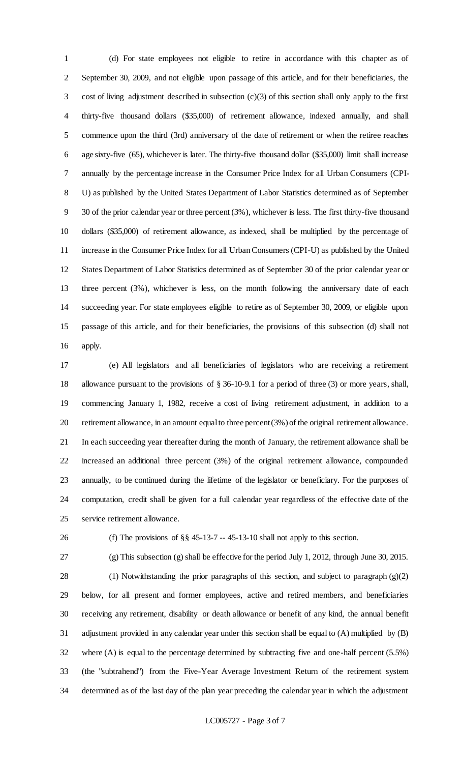(d) For state employees not eligible to retire in accordance with this chapter as of September 30, 2009, and not eligible upon passage of this article, and for their beneficiaries, the cost of living adjustment described in subsection (c)(3) of this section shall only apply to the first thirty-five thousand dollars ($35,000) of retirement allowance, indexed annually, and shall commence upon the third (3rd) anniversary of the date of retirement or when the retiree reaches age sixty-five (65), whichever is later. The thirty-five thousand dollar ($35,000) limit shall increase annually by the percentage increase in the Consumer Price Index for all Urban Consumers (CPI-U) as published by the United States Department of Labor Statistics determined as of September 30 of the prior calendar year or three percent (3%), whichever is less. The first thirty-five thousand dollars ($35,000) of retirement allowance, as indexed, shall be multiplied by the percentage of increase in the Consumer Price Index for all Urban Consumers (CPI-U) as published by the United States Department of Labor Statistics determined as of September 30 of the prior calendar year or three percent (3%), whichever is less, on the month following the anniversary date of each succeeding year. For state employees eligible to retire as of September 30, 2009, or eligible upon passage of this article, and for their beneficiaries, the provisions of this subsection (d) shall not apply.

(e) All legislators and all beneficiaries of legislators who are receiving a retirement allowance pursuant to the provisions of § 36-10-9.1 for a period of three (3) or more years, shall, commencing January 1, 1982, receive a cost of living retirement adjustment, in addition to a retirement allowance, in an amount equal to three percent (3%) of the original retirement allowance. In each succeeding year thereafter during the month of January, the retirement allowance shall be increased an additional three percent (3%) of the original retirement allowance, compounded annually, to be continued during the lifetime of the legislator or beneficiary. For the purposes of computation, credit shall be given for a full calendar year regardless of the effective date of the service retirement allowance.

(f) The provisions of §§ 45-13-7 -- 45-13-10 shall not apply to this section.

(g) This subsection (g) shall be effective for the period July 1, 2012, through June 30, 2015.

(1) Notwithstanding the prior paragraphs of this section, and subject to paragraph (g)(2) below, for all present and former employees, active and retired members, and beneficiaries receiving any retirement, disability or death allowance or benefit of any kind, the annual benefit adjustment provided in any calendar year under this section shall be equal to (A) multiplied by (B) where (A) is equal to the percentage determined by subtracting five and one-half percent (5.5%) (the "subtrahend") from the Five-Year Average Investment Return of the retirement system determined as of the last day of the plan year preceding the calendar year in which the adjustment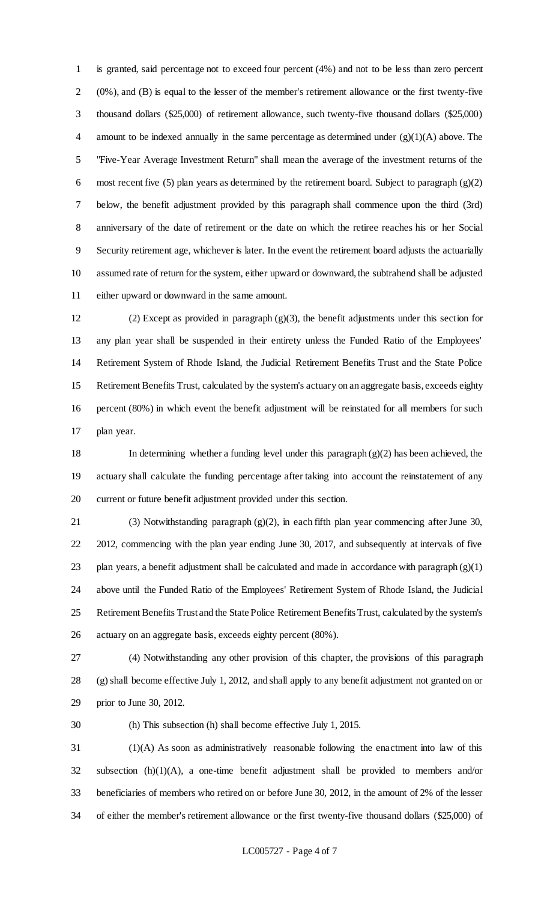is granted, said percentage not to exceed four percent (4%) and not to be less than zero percent (0%), and (B) is equal to the lesser of the member's retirement allowance or the first twenty-five thousand dollars ($25,000) of retirement allowance, such twenty-five thousand dollars ($25,000) amount to be indexed annually in the same percentage as determined under (g)(1)(A) above. The "Five-Year Average Investment Return" shall mean the average of the investment returns of the most recent five (5) plan years as determined by the retirement board. Subject to paragraph (g)(2) below, the benefit adjustment provided by this paragraph shall commence upon the third (3rd) anniversary of the date of retirement or the date on which the retiree reaches his or her Social Security retirement age, whichever is later. In the event the retirement board adjusts the actuarially assumed rate of return for the system, either upward or downward, the subtrahend shall be adjusted either upward or downward in the same amount.

(2) Except as provided in paragraph (g)(3), the benefit adjustments under this section for any plan year shall be suspended in their entirety unless the Funded Ratio of the Employees' Retirement System of Rhode Island, the Judicial Retirement Benefits Trust and the State Police Retirement Benefits Trust, calculated by the system's actuary on an aggregate basis, exceeds eighty percent (80%) in which event the benefit adjustment will be reinstated for all members for such plan year.

In determining whether a funding level under this paragraph (g)(2) has been achieved, the actuary shall calculate the funding percentage after taking into account the reinstatement of any current or future benefit adjustment provided under this section.

(3) Notwithstanding paragraph (g)(2), in each fifth plan year commencing after June 30, 2012, commencing with the plan year ending June 30, 2017, and subsequently at intervals of five plan years, a benefit adjustment shall be calculated and made in accordance with paragraph (g)(1) above until the Funded Ratio of the Employees' Retirement System of Rhode Island, the Judicial Retirement Benefits Trust and the State Police Retirement Benefits Trust, calculated by the system's actuary on an aggregate basis, exceeds eighty percent (80%).

(4) Notwithstanding any other provision of this chapter, the provisions of this paragraph (g) shall become effective July 1, 2012, and shall apply to any benefit adjustment not granted on or prior to June 30, 2012.

(h) This subsection (h) shall become effective July 1, 2015.

(1)(A) As soon as administratively reasonable following the enactment into law of this subsection (h)(1)(A), a one-time benefit adjustment shall be provided to members and/or beneficiaries of members who retired on or before June 30, 2012, in the amount of 2% of the lesser of either the member's retirement allowance or the first twenty-five thousand dollars ($25,000) of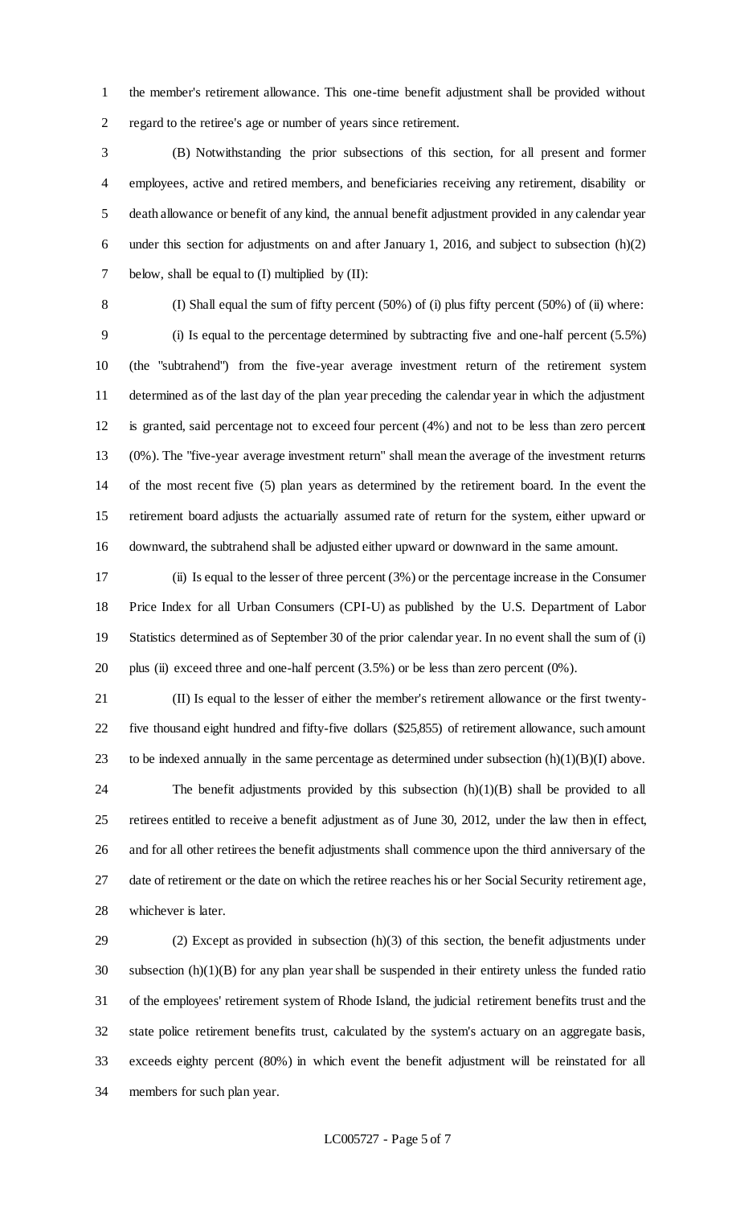the member's retirement allowance. This one-time benefit adjustment shall be provided without regard to the retiree's age or number of years since retirement.

(B) Notwithstanding the prior subsections of this section, for all present and former employees, active and retired members, and beneficiaries receiving any retirement, disability or death allowance or benefit of any kind, the annual benefit adjustment provided in any calendar year under this section for adjustments on and after January 1, 2016, and subject to subsection (h)(2) below, shall be equal to (I) multiplied by (II):

(I) Shall equal the sum of fifty percent (50%) of (i) plus fifty percent (50%) of (ii) where:

(i) Is equal to the percentage determined by subtracting five and one-half percent (5.5%) (the "subtrahend") from the five-year average investment return of the retirement system determined as of the last day of the plan year preceding the calendar year in which the adjustment is granted, said percentage not to exceed four percent (4%) and not to be less than zero percent (0%). The "five-year average investment return" shall mean the average of the investment returns of the most recent five (5) plan years as determined by the retirement board. In the event the retirement board adjusts the actuarially assumed rate of return for the system, either upward or downward, the subtrahend shall be adjusted either upward or downward in the same amount.

(ii) Is equal to the lesser of three percent (3%) or the percentage increase in the Consumer Price Index for all Urban Consumers (CPI-U) as published by the U.S. Department of Labor Statistics determined as of September 30 of the prior calendar year. In no event shall the sum of (i) plus (ii) exceed three and one-half percent (3.5%) or be less than zero percent (0%).

(II) Is equal to the lesser of either the member's retirement allowance or the first twenty-five thousand eight hundred and fifty-five dollars ($25,855) of retirement allowance, such amount to be indexed annually in the same percentage as determined under subsection (h)(1)(B)(I) above.

The benefit adjustments provided by this subsection (h)(1)(B) shall be provided to all retirees entitled to receive a benefit adjustment as of June 30, 2012, under the law then in effect, and for all other retirees the benefit adjustments shall commence upon the third anniversary of the date of retirement or the date on which the retiree reaches his or her Social Security retirement age, whichever is later.

(2) Except as provided in subsection (h)(3) of this section, the benefit adjustments under subsection (h)(1)(B) for any plan year shall be suspended in their entirety unless the funded ratio of the employees' retirement system of Rhode Island, the judicial retirement benefits trust and the state police retirement benefits trust, calculated by the system's actuary on an aggregate basis, exceeds eighty percent (80%) in which event the benefit adjustment will be reinstated for all members for such plan year.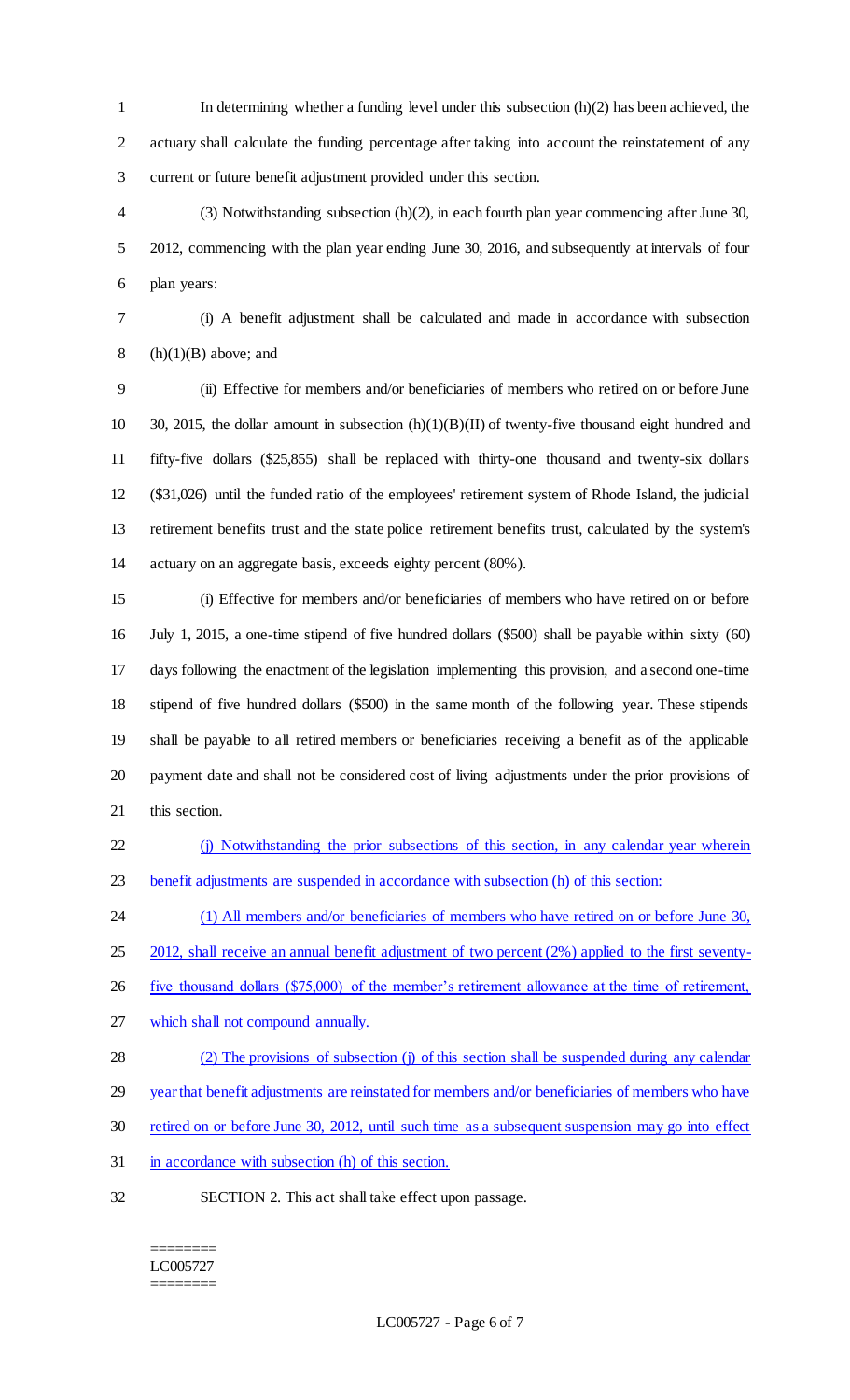In determining whether a funding level under this subsection (h)(2) has been achieved, the actuary shall calculate the funding percentage after taking into account the reinstatement of any current or future benefit adjustment provided under this section.

(3) Notwithstanding subsection (h)(2), in each fourth plan year commencing after June 30, 2012, commencing with the plan year ending June 30, 2016, and subsequently at intervals of four plan years:

(i) A benefit adjustment shall be calculated and made in accordance with subsection (h)(1)(B) above; and

(ii) Effective for members and/or beneficiaries of members who retired on or before June 30, 2015, the dollar amount in subsection (h)(1)(B)(II) of twenty-five thousand eight hundred and fifty-five dollars ($25,855) shall be replaced with thirty-one thousand and twenty-six dollars ($31,026) until the funded ratio of the employees' retirement system of Rhode Island, the judicial retirement benefits trust and the state police retirement benefits trust, calculated by the system's actuary on an aggregate basis, exceeds eighty percent (80%).

(i) Effective for members and/or beneficiaries of members who have retired on or before July 1, 2015, a one-time stipend of five hundred dollars ($500) shall be payable within sixty (60) days following the enactment of the legislation implementing this provision, and a second one-time stipend of five hundred dollars ($500) in the same month of the following year. These stipends shall be payable to all retired members or beneficiaries receiving a benefit as of the applicable payment date and shall not be considered cost of living adjustments under the prior provisions of this section.

<u>(j) Notwithstanding the prior subsections of this section, in any calendar year wherein benefit adjustments are suspended in accordance with subsection (h) of this section:</u>

<u>(1) All members and/or beneficiaries of members who have retired on or before June 30, 2012, shall receive an annual benefit adjustment of two percent (2%) applied to the first seventy-five thousand dollars ($75,000) of the member's retirement allowance at the time of retirement, which shall not compound annually.</u>

<u>(2) The provisions of subsection (j) of this section shall be suspended during any calendar year that benefit adjustments are reinstated for members and/or beneficiaries of members who have retired on or before June 30, 2012, until such time as a subsequent suspension may go into effect in accordance with subsection (h) of this section.</u>

SECTION 2. This act shall take effect upon passage.

========
LC005727
========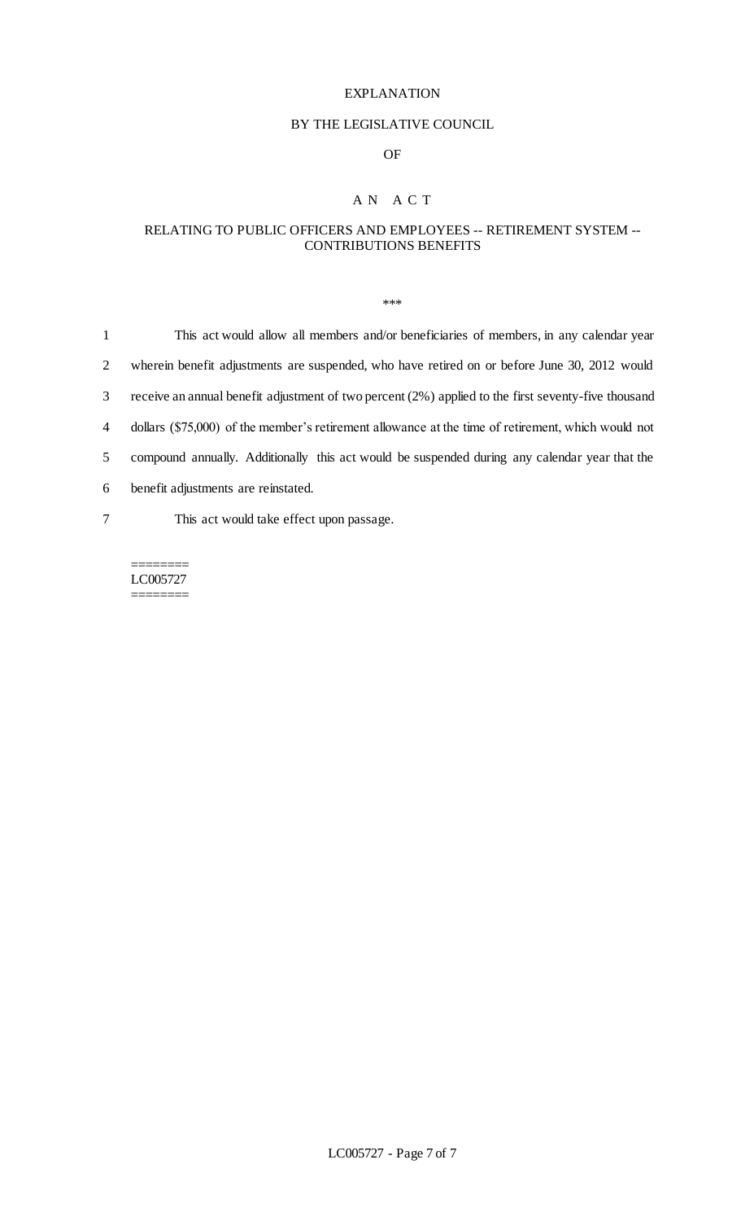EXPLANATION

BY THE LEGISLATIVE COUNCIL

OF

A N A C T

RELATING TO PUBLIC OFFICERS AND EMPLOYEES -- RETIREMENT SYSTEM -- CONTRIBUTIONS BENEFITS

\*\*\*

This act would allow all members and/or beneficiaries of members, in any calendar year wherein benefit adjustments are suspended, who have retired on or before June 30, 2012 would receive an annual benefit adjustment of two percent (2%) applied to the first seventy-five thousand dollars ($75,000) of the member's retirement allowance at the time of retirement, which would not compound annually. Additionally this act would be suspended during any calendar year that the benefit adjustments are reinstated.

This act would take effect upon passage.

========
LC005727
========